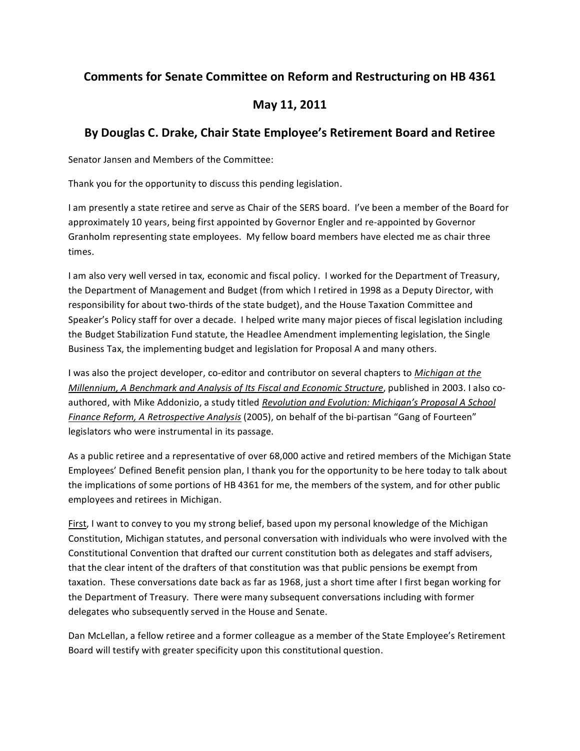## Comments for Senate Committee on Reform and Restructuring on HB 4361

## May 11, 2011

## By Douglas C. Drake, Chair State Employee's Retirement Board and Retiree

Senator Jansen and Members of the Committee:

Thank you for the opportunity to discuss this pending legislation.

I am presently a state retiree and serve as Chair of the SERS board. I've been a member of the Board for approximately 10 years, being first appointed by Governor Engler and re-appointed by Governor Granholm representing state employees. My fellow board members have elected me as chair three times.

I am also very well versed in tax, economic and fiscal policy. I worked for the Department of Treasury, the Department of Management and Budget (from which I retired in 1998 as a Deputy Director, with responsibility for about two-thirds of the state budget), and the House Taxation Committee and Speaker's Policy staff for over a decade. I helped write many major pieces of fiscal legislation including the Budget Stabilization Fund statute, the Headlee Amendment implementing legislation, the Single Business Tax, the implementing budget and legislation for Proposal A and many others.

I was also the project developer, co-editor and contributor on several chapters to <u>*Michigan at the Millennium, A Benchmark and Analysis of Its Fiscal and Economic Structure*</u>, published in 2003. I also co-authored, with Mike Addonizio, a study titled <u>*Revolution and Evolution: Michigan's Proposal A School Finance Reform, A Retrospective Analysis*</u> (2005), on behalf of the bi-partisan "Gang of Fourteen" legislators who were instrumental in its passage.

As a public retiree and a representative of over 68,000 active and retired members of the Michigan State Employees' Defined Benefit pension plan, I thank you for the opportunity to be here today to talk about the implications of some portions of HB 4361 for me, the members of the system, and for other public employees and retirees in Michigan.

<u>First</u>, I want to convey to you my strong belief, based upon my personal knowledge of the Michigan Constitution, Michigan statutes, and personal conversation with individuals who were involved with the Constitutional Convention that drafted our current constitution both as delegates and staff advisers, that the clear intent of the drafters of that constitution was that public pensions be exempt from taxation. These conversations date back as far as 1968, just a short time after I first began working for the Department of Treasury. There were many subsequent conversations including with former delegates who subsequently served in the House and Senate.

Dan McLellan, a fellow retiree and a former colleague as a member of the State Employee's Retirement Board will testify with greater specificity upon this constitutional question.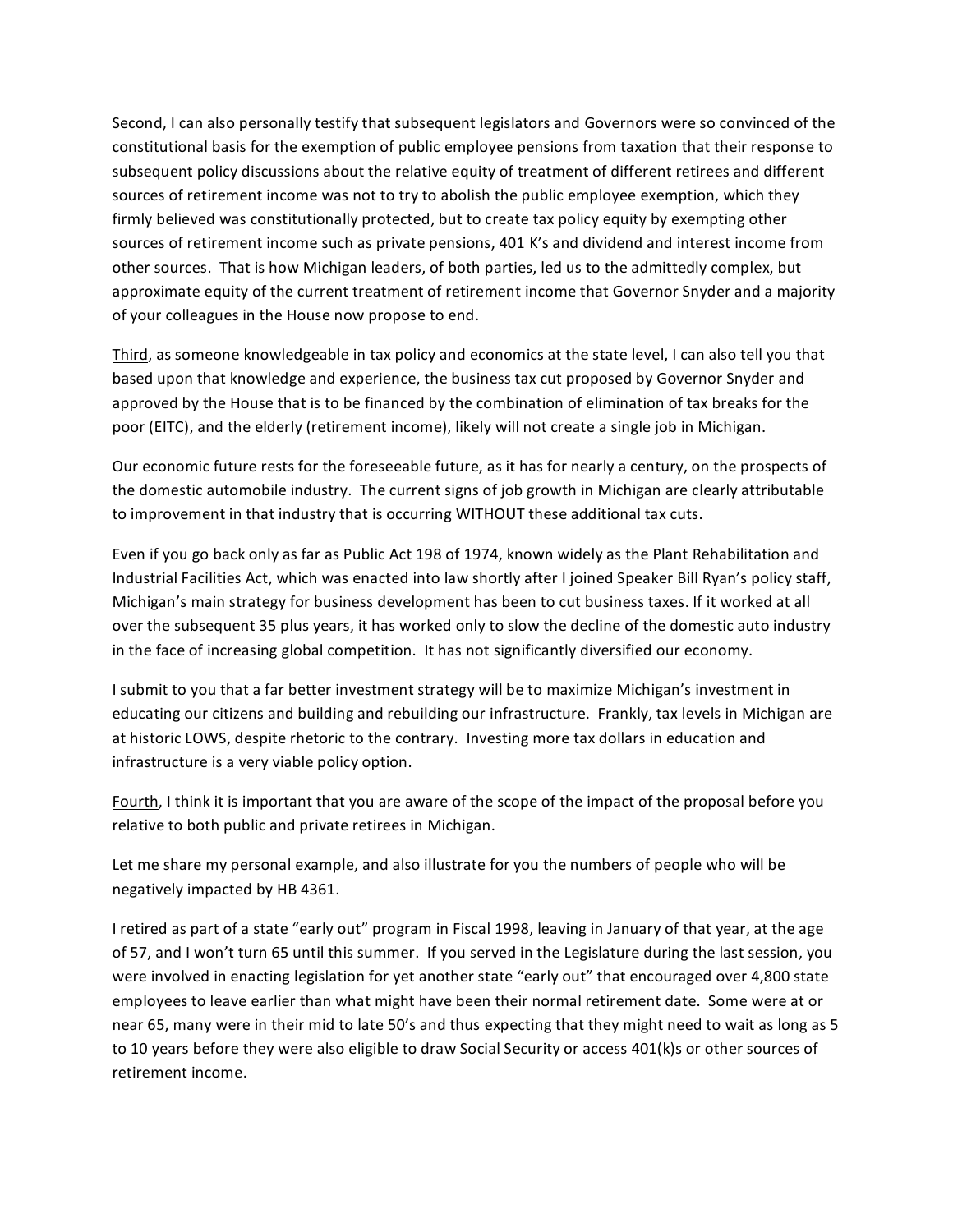<u>Second</u>, I can also personally testify that subsequent legislators and Governors were so convinced of the constitutional basis for the exemption of public employee pensions from taxation that their response to subsequent policy discussions about the relative equity of treatment of different retirees and different sources of retirement income was not to try to abolish the public employee exemption, which they firmly believed was constitutionally protected, but to create tax policy equity by exempting other sources of retirement income such as private pensions, 401 K's and dividend and interest income from other sources. That is how Michigan leaders, of both parties, led us to the admittedly complex, but approximate equity of the current treatment of retirement income that Governor Snyder and a majority of your colleagues in the House now propose to end.

<u>Third</u>, as someone knowledgeable in tax policy and economics at the state level, I can also tell you that based upon that knowledge and experience, the business tax cut proposed by Governor Snyder and approved by the House that is to be financed by the combination of elimination of tax breaks for the poor (EITC), and the elderly (retirement income), likely will not create a single job in Michigan.

Our economic future rests for the foreseeable future, as it has for nearly a century, on the prospects of the domestic automobile industry. The current signs of job growth in Michigan are clearly attributable to improvement in that industry that is occurring WITHOUT these additional tax cuts.

Even if you go back only as far as Public Act 198 of 1974, known widely as the Plant Rehabilitation and Industrial Facilities Act, which was enacted into law shortly after I joined Speaker Bill Ryan's policy staff, Michigan's main strategy for business development has been to cut business taxes. If it worked at all over the subsequent 35 plus years, it has worked only to slow the decline of the domestic auto industry in the face of increasing global competition. It has not significantly diversified our economy.

I submit to you that a far better investment strategy will be to maximize Michigan's investment in educating our citizens and building and rebuilding our infrastructure. Frankly, tax levels in Michigan are at historic LOWS, despite rhetoric to the contrary. Investing more tax dollars in education and infrastructure is a very viable policy option.

<u>Fourth</u>, I think it is important that you are aware of the scope of the impact of the proposal before you relative to both public and private retirees in Michigan.

Let me share my personal example, and also illustrate for you the numbers of people who will be negatively impacted by HB 4361.

I retired as part of a state "early out" program in Fiscal 1998, leaving in January of that year, at the age of 57, and I won't turn 65 until this summer. If you served in the Legislature during the last session, you were involved in enacting legislation for yet another state "early out" that encouraged over 4,800 state employees to leave earlier than what might have been their normal retirement date. Some were at or near 65, many were in their mid to late 50's and thus expecting that they might need to wait as long as 5 to 10 years before they were also eligible to draw Social Security or access 401(k)s or other sources of retirement income.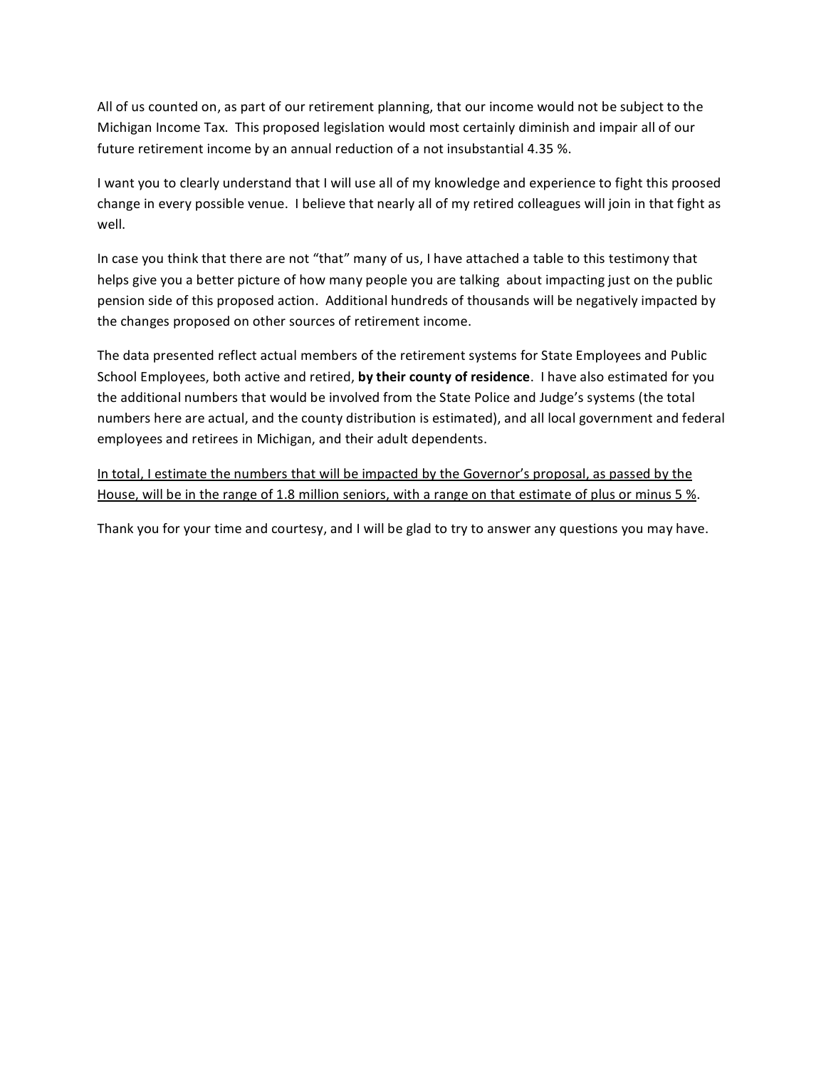All of us counted on, as part of our retirement planning, that our income would not be subject to the Michigan Income Tax. This proposed legislation would most certainly diminish and impair all of our future retirement income by an annual reduction of a not insubstantial 4.35 %.

I want you to clearly understand that I will use all of my knowledge and experience to fight this proosed change in every possible venue. I believe that nearly all of my retired colleagues will join in that fight as well.

In case you think that there are not "that" many of us, I have attached a table to this testimony that helps give you a better picture of how many people you are talking about impacting just on the public pension side of this proposed action. Additional hundreds of thousands will be negatively impacted by the changes proposed on other sources of retirement income.

The data presented reflect actual members of the retirement systems for State Employees and Public School Employees, both active and retired, **by their county of residence**. I have also estimated for you the additional numbers that would be involved from the State Police and Judge's systems (the total numbers here are actual, and the county distribution is estimated), and all local government and federal employees and retirees in Michigan, and their adult dependents.

<u>In total, I estimate the numbers that will be impacted by the Governor's proposal, as passed by the House, will be in the range of 1.8 million seniors, with a range on that estimate of plus or minus 5 %</u>.

Thank you for your time and courtesy, and I will be glad to try to answer any questions you may have.